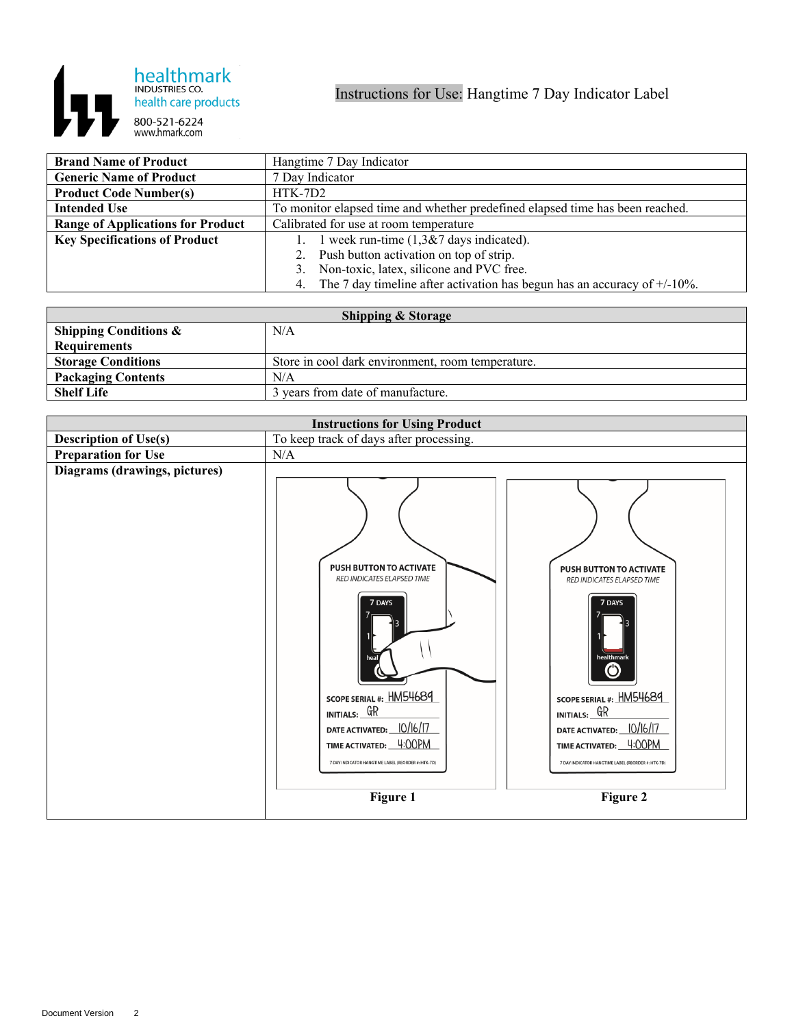healthmark
INDUSTRIES CO.
health care products
800-521-6224
www.hmark.com

# Instructions for Use: Hangtime 7 Day Indicator Label

| **Brand Name of Product** | Hangtime 7 Day Indicator |
|---|---|
| **Generic Name of Product** | 7 Day Indicator |
| **Product Code Number(s)** | HTK-7D2 |
| **Intended Use** | To monitor elapsed time and whether predefined elapsed time has been reached. |
| **Range of Applications for Product** | Calibrated for use at room temperature |
| **Key Specifications of Product** | 1. 1 week run-time (1,3&7 days indicated).<br>2. Push button activation on top of strip.<br>3. Non-toxic, latex, silicone and PVC free.<br>4. The 7 day timeline after activation has begun has an accuracy of +/-10%. |

| **Shipping & Storage** | |
|---|---|
| **Shipping Conditions & Requirements** | N/A |
| **Storage Conditions** | Store in cool dark environment, room temperature. |
| **Packaging Contents** | N/A |
| **Shelf Life** | 3 years from date of manufacture. |

| **Instructions for Using Product** | |
|---|---|
| **Description of Use(s)** | To keep track of days after processing. |
| **Preparation for Use** | N/A |
| **Diagrams (drawings, pictures)** | Figure 1, Figure 2 |

Figure 1

Figure 2

Document Version 2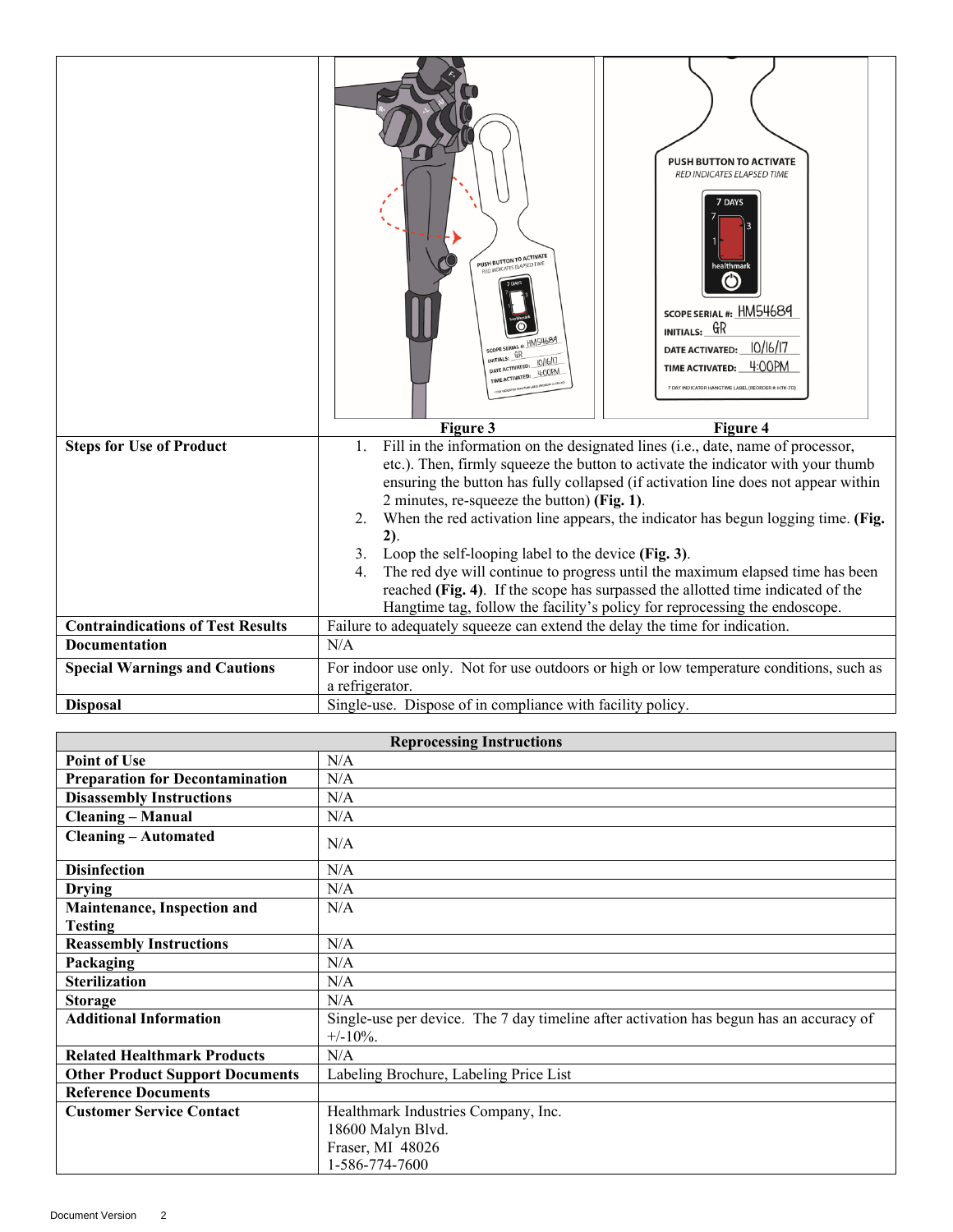| | Figure 3 / Figure 4 |
|---|---|
| **Steps for Use of Product** | 1. Fill in the information on the designated lines (i.e., date, name of processor, etc.). Then, firmly squeeze the button to activate the indicator with your thumb ensuring the button has fully collapsed (if activation line does not appear within 2 minutes, re-squeeze the button) **(Fig. 1)**.<br>2. When the red activation line appears, the indicator has begun logging time. **(Fig. 2)**.<br>3. Loop the self-looping label to the device **(Fig. 3)**.<br>4. The red dye will continue to progress until the maximum elapsed time has been reached **(Fig. 4)**. If the scope has surpassed the allotted time indicated of the Hangtime tag, follow the facility's policy for reprocessing the endoscope. |
| **Contraindications of Test Results** | Failure to adequately squeeze can extend the delay the time for indication. |
| **Documentation** | N/A |
| **Special Warnings and Cautions** | For indoor use only. Not for use outdoors or high or low temperature conditions, such as a refrigerator. |
| **Disposal** | Single-use. Dispose of in compliance with facility policy. |

| **Reprocessing Instructions** | |
|---|---|
| **Point of Use** | N/A |
| **Preparation for Decontamination** | N/A |
| **Disassembly Instructions** | N/A |
| **Cleaning – Manual** | N/A |
| **Cleaning – Automated** | N/A |
| **Disinfection** | N/A |
| **Drying** | N/A |
| **Maintenance, Inspection and Testing** | N/A |
| **Reassembly Instructions** | N/A |
| **Packaging** | N/A |
| **Sterilization** | N/A |
| **Storage** | N/A |
| **Additional Information** | Single-use per device. The 7 day timeline after activation has begun has an accuracy of +/-10%. |
| **Related Healthmark Products** | N/A |
| **Other Product Support Documents** | Labeling Brochure, Labeling Price List |
| **Reference Documents** | |
| **Customer Service Contact** | Healthmark Industries Company, Inc.<br>18600 Malyn Blvd.<br>Fraser, MI 48026<br>1-586-774-7600 |

Document Version 2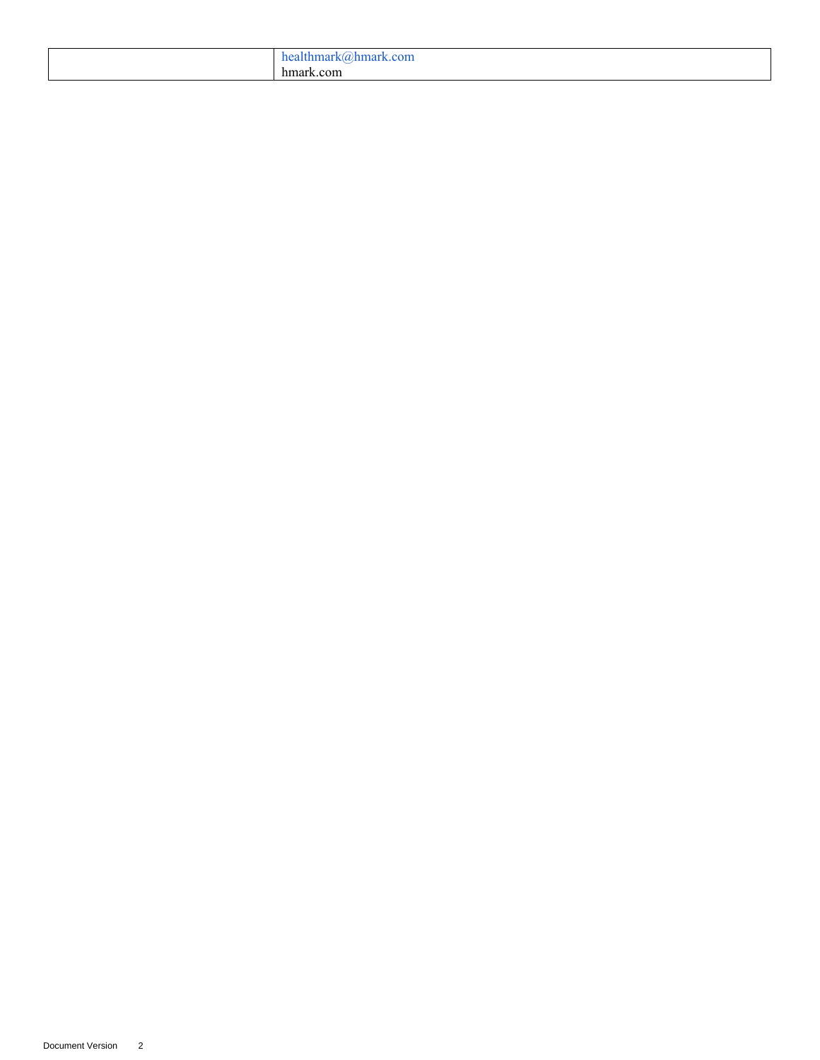| | |
|---|---|
| | healthmark@hmark.com<br>hmark.com |

Document Version 2